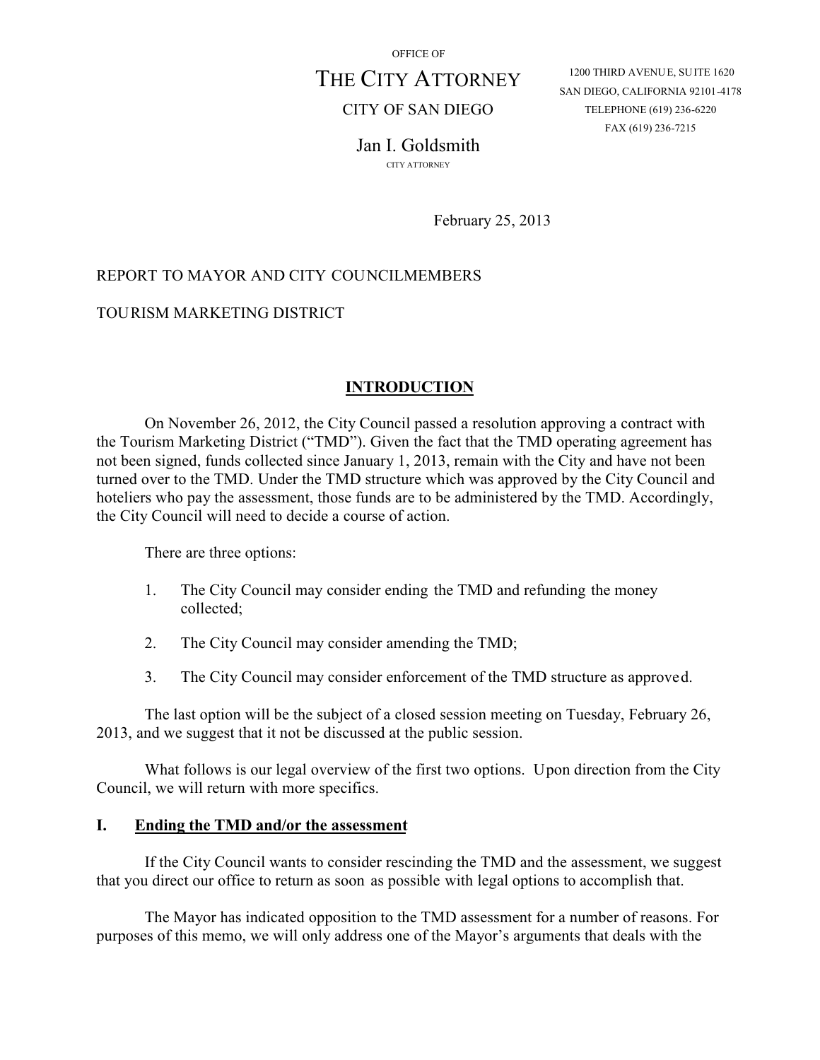OFFICE OF

# THE CITY ATTORNEY

CITY OF SAN DIEGO

Jan I. Goldsmith

CITY ATTORNEY

1200 THIRD AVENUE, SUITE 1620
SAN DIEGO, CALIFORNIA 92101-4178
TELEPHONE (619) 236-6220
FAX (619) 236-7215

February 25, 2013

REPORT TO MAYOR AND CITY COUNCILMEMBERS

TOURISM MARKETING DISTRICT

## INTRODUCTION

On November 26, 2012, the City Council passed a resolution approving a contract with the Tourism Marketing District ("TMD"). Given the fact that the TMD operating agreement has not been signed, funds collected since January 1, 2013, remain with the City and have not been turned over to the TMD. Under the TMD structure which was approved by the City Council and hoteliers who pay the assessment, those funds are to be administered by the TMD. Accordingly, the City Council will need to decide a course of action.

There are three options:

1. The City Council may consider ending the TMD and refunding the money collected;
2. The City Council may consider amending the TMD;
3. The City Council may consider enforcement of the TMD structure as approved.

The last option will be the subject of a closed session meeting on Tuesday, February 26, 2013, and we suggest that it not be discussed at the public session.

What follows is our legal overview of the first two options. Upon direction from the City Council, we will return with more specifics.

## I. Ending the TMD and/or the assessment

If the City Council wants to consider rescinding the TMD and the assessment, we suggest that you direct our office to return as soon as possible with legal options to accomplish that.

The Mayor has indicated opposition to the TMD assessment for a number of reasons. For purposes of this memo, we will only address one of the Mayor's arguments that deals with the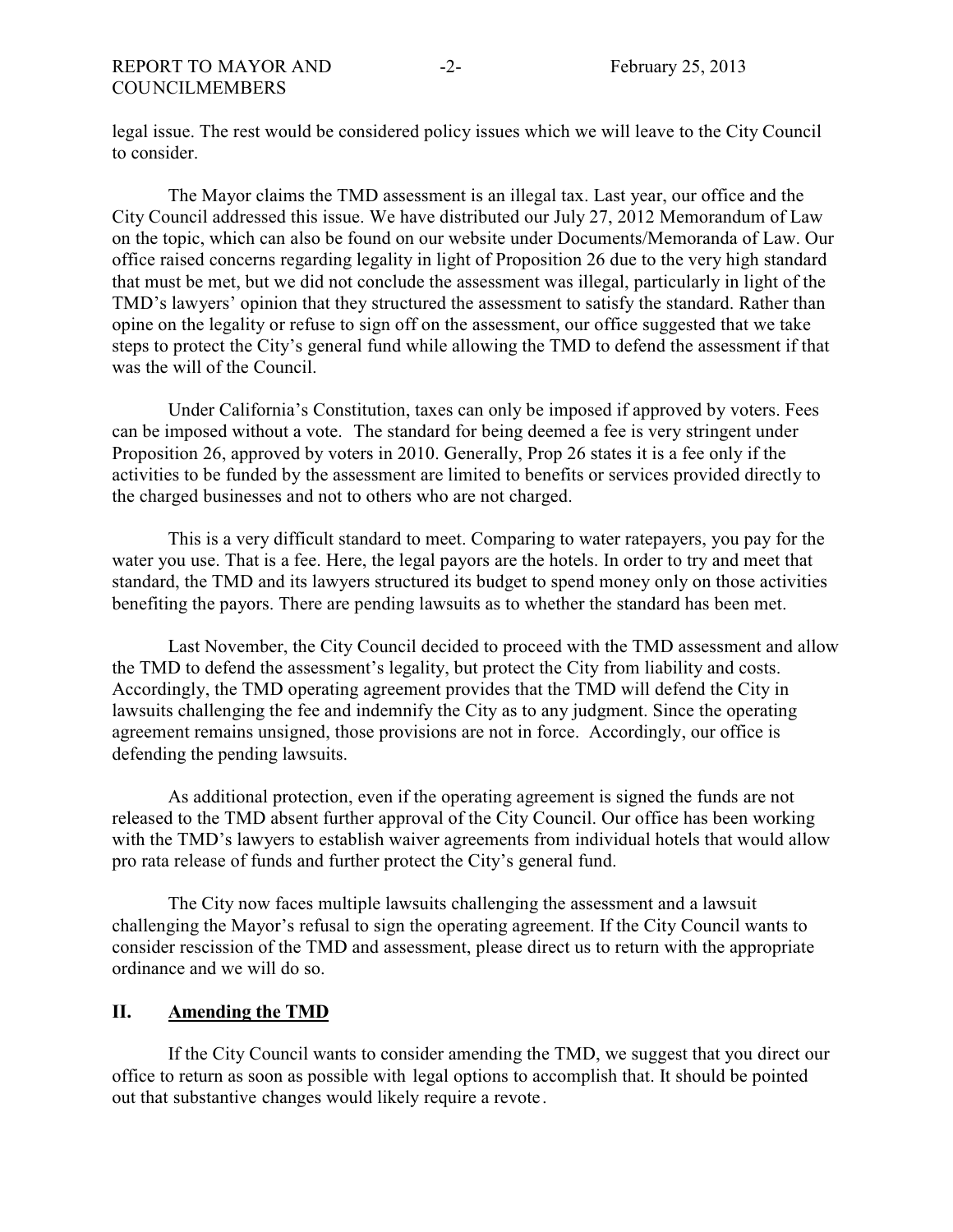legal issue. The rest would be considered policy issues which we will leave to the City Council to consider.

The Mayor claims the TMD assessment is an illegal tax. Last year, our office and the City Council addressed this issue. We have distributed our July 27, 2012 Memorandum of Law on the topic, which can also be found on our website under Documents/Memoranda of Law. Our office raised concerns regarding legality in light of Proposition 26 due to the very high standard that must be met, but we did not conclude the assessment was illegal, particularly in light of the TMD's lawyers' opinion that they structured the assessment to satisfy the standard. Rather than opine on the legality or refuse to sign off on the assessment, our office suggested that we take steps to protect the City's general fund while allowing the TMD to defend the assessment if that was the will of the Council.

Under California's Constitution, taxes can only be imposed if approved by voters. Fees can be imposed without a vote. The standard for being deemed a fee is very stringent under Proposition 26, approved by voters in 2010. Generally, Prop 26 states it is a fee only if the activities to be funded by the assessment are limited to benefits or services provided directly to the charged businesses and not to others who are not charged.

This is a very difficult standard to meet. Comparing to water ratepayers, you pay for the water you use. That is a fee. Here, the legal payors are the hotels. In order to try and meet that standard, the TMD and its lawyers structured its budget to spend money only on those activities benefiting the payors. There are pending lawsuits as to whether the standard has been met.

Last November, the City Council decided to proceed with the TMD assessment and allow the TMD to defend the assessment's legality, but protect the City from liability and costs. Accordingly, the TMD operating agreement provides that the TMD will defend the City in lawsuits challenging the fee and indemnify the City as to any judgment. Since the operating agreement remains unsigned, those provisions are not in force. Accordingly, our office is defending the pending lawsuits.

As additional protection, even if the operating agreement is signed the funds are not released to the TMD absent further approval of the City Council. Our office has been working with the TMD's lawyers to establish waiver agreements from individual hotels that would allow pro rata release of funds and further protect the City's general fund.

The City now faces multiple lawsuits challenging the assessment and a lawsuit challenging the Mayor's refusal to sign the operating agreement. If the City Council wants to consider rescission of the TMD and assessment, please direct us to return with the appropriate ordinance and we will do so.

## II. Amending the TMD

If the City Council wants to consider amending the TMD, we suggest that you direct our office to return as soon as possible with legal options to accomplish that. It should be pointed out that substantive changes would likely require a revote.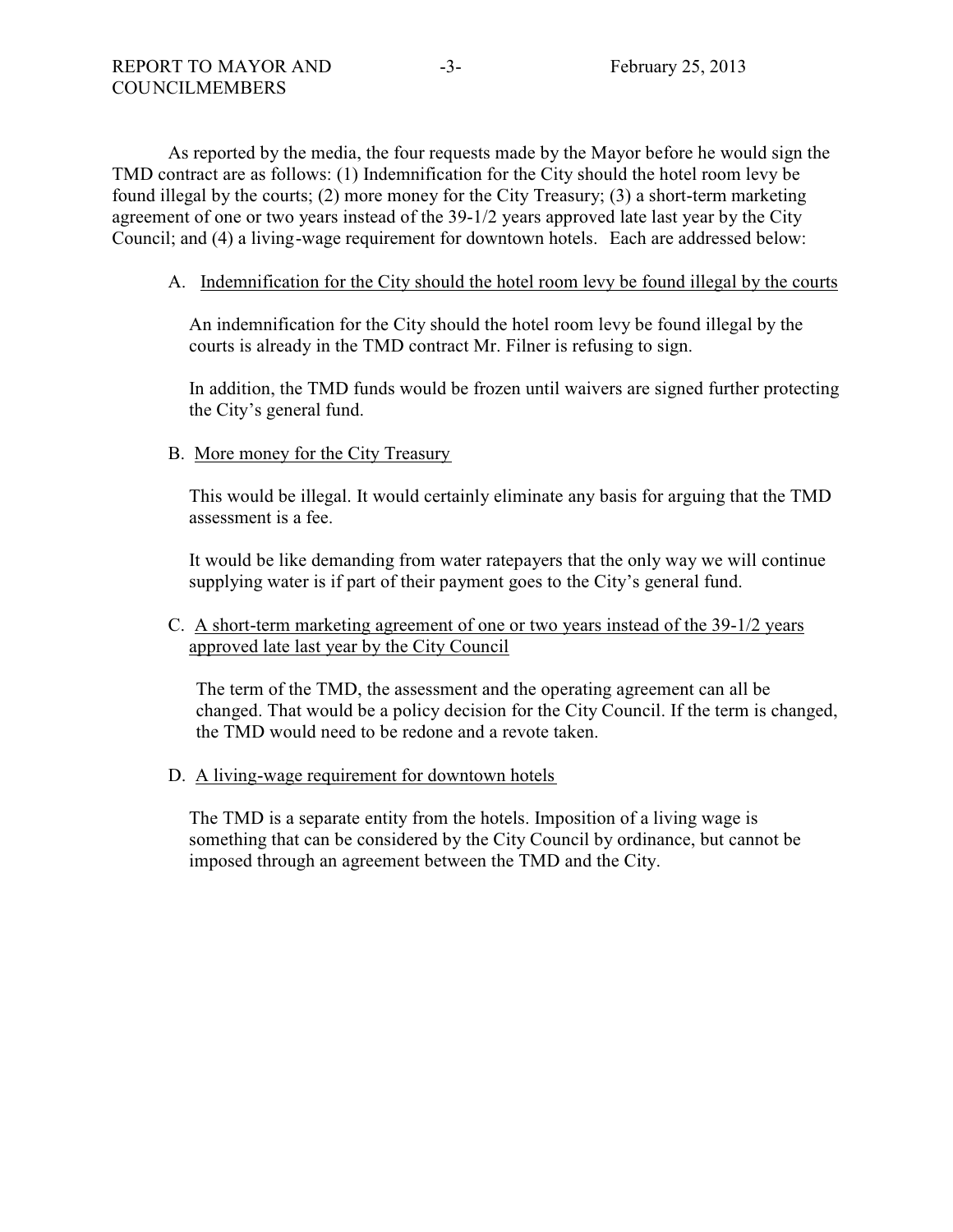As reported by the media, the four requests made by the Mayor before he would sign the TMD contract are as follows: (1) Indemnification for the City should the hotel room levy be found illegal by the courts; (2) more money for the City Treasury; (3) a short-term marketing agreement of one or two years instead of the 39-1/2 years approved late last year by the City Council; and (4) a living-wage requirement for downtown hotels. Each are addressed below:

A. <u>Indemnification for the City should the hotel room levy be found illegal by the courts</u>

An indemnification for the City should the hotel room levy be found illegal by the courts is already in the TMD contract Mr. Filner is refusing to sign.

In addition, the TMD funds would be frozen until waivers are signed further protecting the City's general fund.

B. <u>More money for the City Treasury</u>

This would be illegal. It would certainly eliminate any basis for arguing that the TMD assessment is a fee.

It would be like demanding from water ratepayers that the only way we will continue supplying water is if part of their payment goes to the City's general fund.

C. <u>A short-term marketing agreement of one or two years instead of the 39-1/2 years approved late last year by the City Council</u>

The term of the TMD, the assessment and the operating agreement can all be changed. That would be a policy decision for the City Council. If the term is changed, the TMD would need to be redone and a revote taken.

D. <u>A living-wage requirement for downtown hotels</u>

The TMD is a separate entity from the hotels. Imposition of a living wage is something that can be considered by the City Council by ordinance, but cannot be imposed through an agreement between the TMD and the City.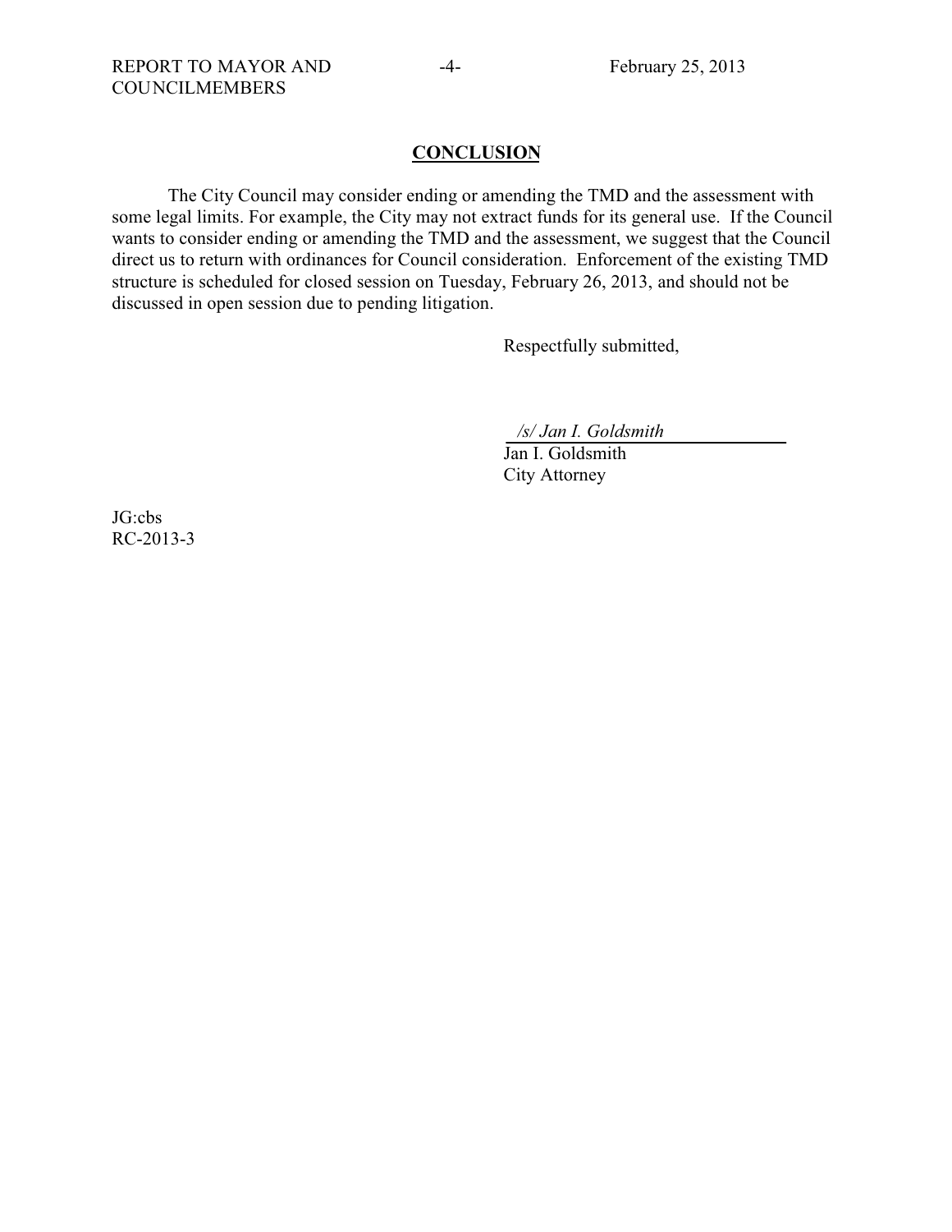## CONCLUSION

The City Council may consider ending or amending the TMD and the assessment with some legal limits. For example, the City may not extract funds for its general use. If the Council wants to consider ending or amending the TMD and the assessment, we suggest that the Council direct us to return with ordinances for Council consideration. Enforcement of the existing TMD structure is scheduled for closed session on Tuesday, February 26, 2013, and should not be discussed in open session due to pending litigation.

Respectfully submitted,

*/s/ Jan I. Goldsmith*
Jan I. Goldsmith
City Attorney

JG:cbs
RC-2013-3